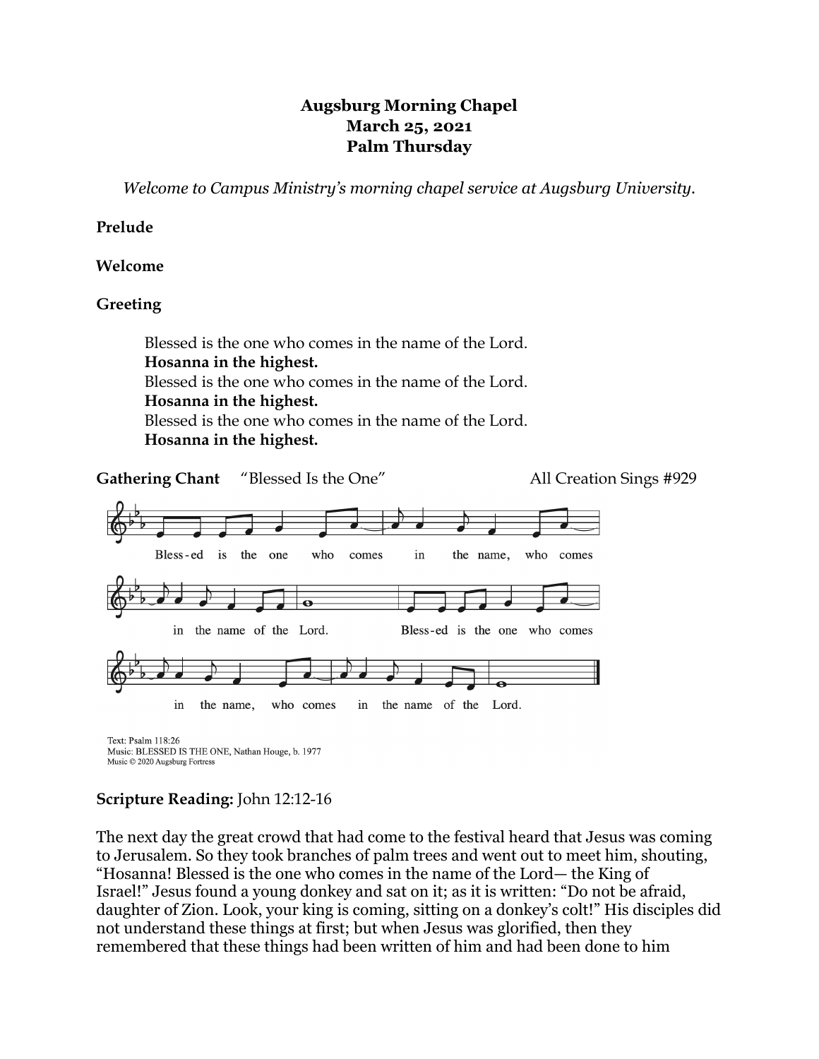**Augsburg Morning Chapel**
**March 25, 2021**
**Palm Thursday**

*Welcome to Campus Ministry's morning chapel service at Augsburg University.*

**Prelude**

**Welcome**

**Greeting**

Blessed is the one who comes in the name of the Lord.
**Hosanna in the highest.**
Blessed is the one who comes in the name of the Lord.
**Hosanna in the highest.**
Blessed is the one who comes in the name of the Lord.
**Hosanna in the highest.**

**Gathering Chant** "Blessed Is the One" All Creation Sings #929

Bless-ed is the one who comes in the name, who comes in the name of the Lord. Bless-ed is the one who comes in the name, who comes in the name of the Lord.

Text: Psalm 118:26
Music: BLESSED IS THE ONE, Nathan Houge, b. 1977
Music © 2020 Augsburg Fortress

**Scripture Reading:** John 12:12-16

The next day the great crowd that had come to the festival heard that Jesus was coming to Jerusalem. So they took branches of palm trees and went out to meet him, shouting, "Hosanna! Blessed is the one who comes in the name of the Lord— the King of Israel!" Jesus found a young donkey and sat on it; as it is written: "Do not be afraid, daughter of Zion. Look, your king is coming, sitting on a donkey's colt!" His disciples did not understand these things at first; but when Jesus was glorified, then they remembered that these things had been written of him and had been done to him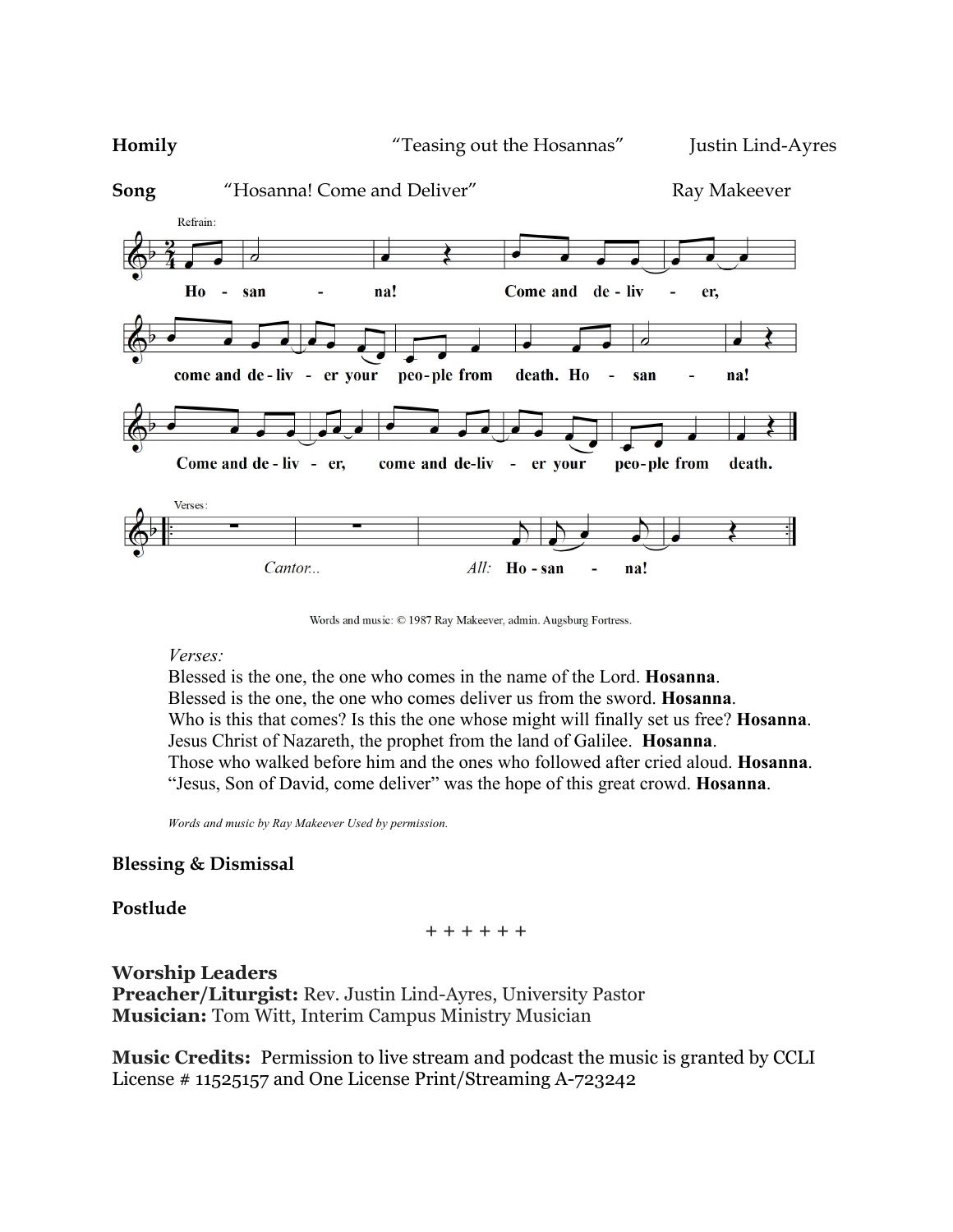**Homily** "Teasing out the Hosannas" Justin Lind-Ayres

**Song** "Hosanna! Come and Deliver" Ray Makeever

Refrain:

Ho - san - na! Come and de - liv - er, come and de - liv - er your peo - ple from death. Ho - san - na! Come and de - liv - er, come and de - liv - er your peo - ple from death.

Verses:

*Cantor...* *All:* **Ho - san - na!**

Words and music: © 1987 Ray Makeever, admin. Augsburg Fortress.

*Verses:*
Blessed is the one, the one who comes in the name of the Lord. **Hosanna**.
Blessed is the one, the one who comes deliver us from the sword. **Hosanna**.
Who is this that comes? Is this the one whose might will finally set us free? **Hosanna**.
Jesus Christ of Nazareth, the prophet from the land of Galilee. **Hosanna**.
Those who walked before him and the ones who followed after cried aloud. **Hosanna**.
"Jesus, Son of David, come deliver" was the hope of this great crowd. **Hosanna**.

*Words and music by Ray Makeever Used by permission.*

**Blessing & Dismissal**

**Postlude**

\+ + + + + +

**Worship Leaders**
**Preacher/Liturgist:** Rev. Justin Lind-Ayres, University Pastor
**Musician:** Tom Witt, Interim Campus Ministry Musician

**Music Credits:** Permission to live stream and podcast the music is granted by CCLI License # 11525157 and One License Print/Streaming A-723242